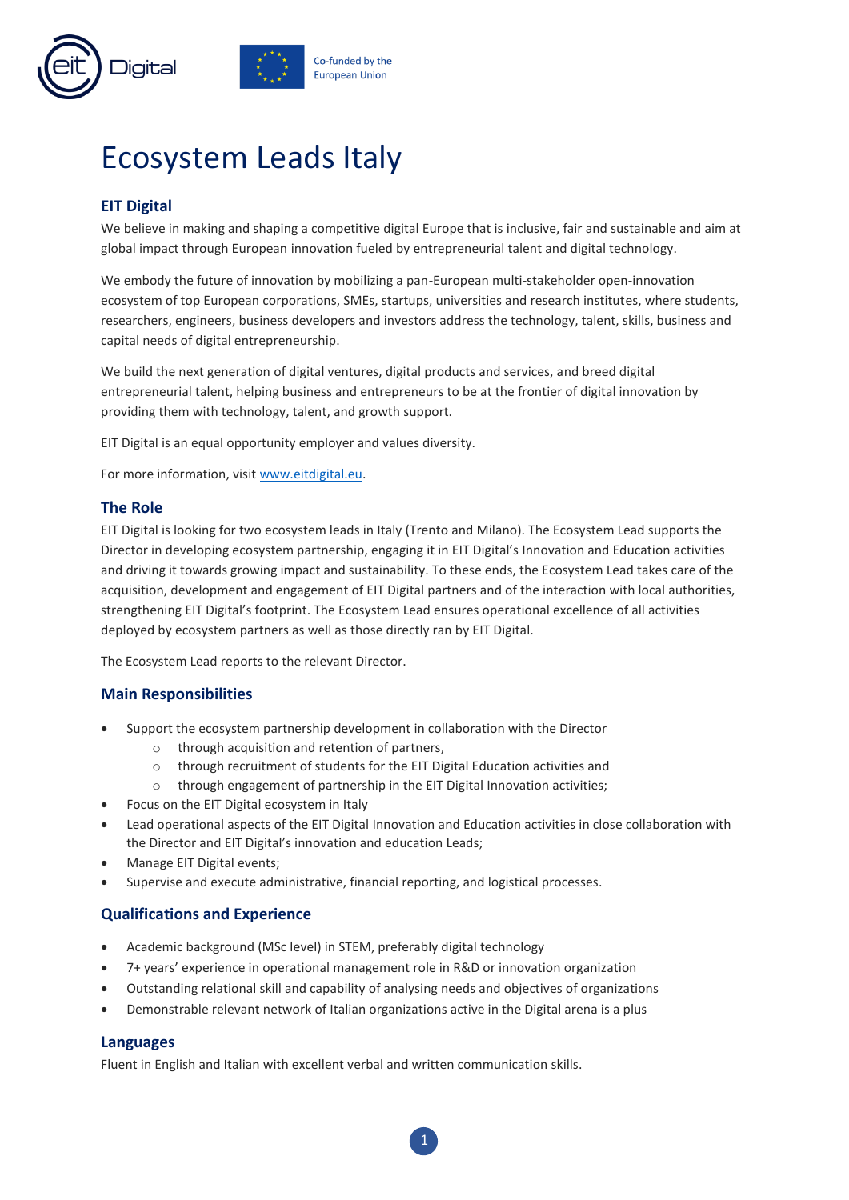# Ecosystem Leads Italy

## EIT Digital

We believe in making and shaping a competitive digital Europe that is inclusive, fair and sustainable and aim at global impact through European innovation fueled by entrepreneurial talent and digital technology.

We embody the future of innovation by mobilizing a pan-European multi-stakeholder open-innovation ecosystem of top European corporations, SMEs, startups, universities and research institutes, where students, researchers, engineers, business developers and investors address the technology, talent, skills, business and capital needs of digital entrepreneurship.

We build the next generation of digital ventures, digital products and services, and breed digital entrepreneurial talent, helping business and entrepreneurs to be at the frontier of digital innovation by providing them with technology, talent, and growth support.

EIT Digital is an equal opportunity employer and values diversity.

For more information, visit www.eitdigital.eu.

## The Role

EIT Digital is looking for two ecosystem leads in Italy (Trento and Milano). The Ecosystem Lead supports the Director in developing ecosystem partnership, engaging it in EIT Digital's Innovation and Education activities and driving it towards growing impact and sustainability. To these ends, the Ecosystem Lead takes care of the acquisition, development and engagement of EIT Digital partners and of the interaction with local authorities, strengthening EIT Digital's footprint. The Ecosystem Lead ensures operational excellence of all activities deployed by ecosystem partners as well as those directly ran by EIT Digital.

The Ecosystem Lead reports to the relevant Director.

## Main Responsibilities

- Support the ecosystem partnership development in collaboration with the Director
  - through acquisition and retention of partners,
  - through recruitment of students for the EIT Digital Education activities and
  - through engagement of partnership in the EIT Digital Innovation activities;
- Focus on the EIT Digital ecosystem in Italy
- Lead operational aspects of the EIT Digital Innovation and Education activities in close collaboration with the Director and EIT Digital's innovation and education Leads;
- Manage EIT Digital events;
- Supervise and execute administrative, financial reporting, and logistical processes.

## Qualifications and Experience

- Academic background (MSc level) in STEM, preferably digital technology
- 7+ years' experience in operational management role in R&D or innovation organization
- Outstanding relational skill and capability of analysing needs and objectives of organizations
- Demonstrable relevant network of Italian organizations active in the Digital arena is a plus

## Languages

Fluent in English and Italian with excellent verbal and written communication skills.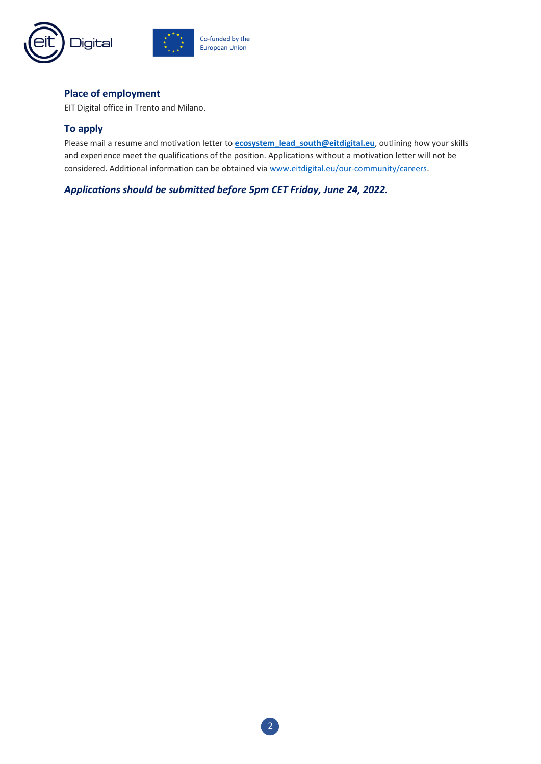## Place of employment

EIT Digital office in Trento and Milano.

## To apply

Please mail a resume and motivation letter to **ecosystem_lead_south@eitdigital.eu**, outlining how your skills and experience meet the qualifications of the position. Applications without a motivation letter will not be considered. Additional information can be obtained via www.eitdigital.eu/our-community/careers.

***Applications should be submitted before 5pm CET Friday, June 24, 2022.***